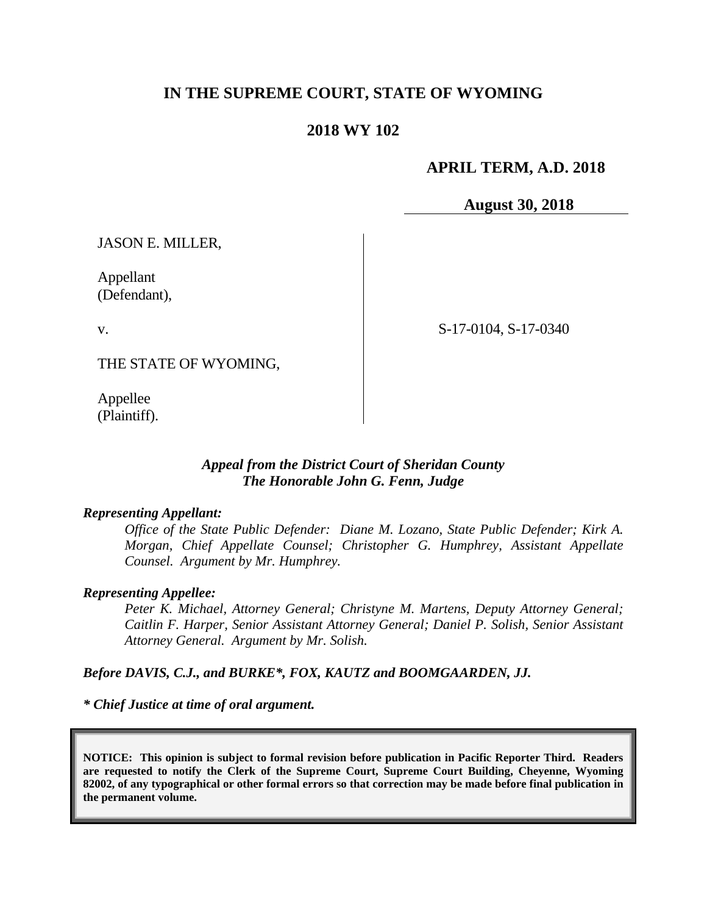# IN THE SUPREME COURT, STATE OF WYOMING

## 2018 WY 102

**APRIL TERM, A.D. 2018**

**August 30, 2018**

JASON E. MILLER,

Appellant
(Defendant),

v.

THE STATE OF WYOMING,

Appellee
(Plaintiff).

S-17-0104, S-17-0340

***Appeal from the District Court of Sheridan County***
***The Honorable John G. Fenn, Judge***

***Representing Appellant:***

*Office of the State Public Defender: Diane M. Lozano, State Public Defender; Kirk A. Morgan, Chief Appellate Counsel; Christopher G. Humphrey, Assistant Appellate Counsel. Argument by Mr. Humphrey.*

***Representing Appellee:***

*Peter K. Michael, Attorney General; Christyne M. Martens, Deputy Attorney General; Caitlin F. Harper, Senior Assistant Attorney General; Daniel P. Solish, Senior Assistant Attorney General. Argument by Mr. Solish.*

***Before DAVIS, C.J., and BURKE\*, FOX, KAUTZ and BOOMGAARDEN, JJ.***

***\* Chief Justice at time of oral argument.***

**NOTICE: This opinion is subject to formal revision before publication in Pacific Reporter Third. Readers are requested to notify the Clerk of the Supreme Court, Supreme Court Building, Cheyenne, Wyoming 82002, of any typographical or other formal errors so that correction may be made before final publication in the permanent volume.**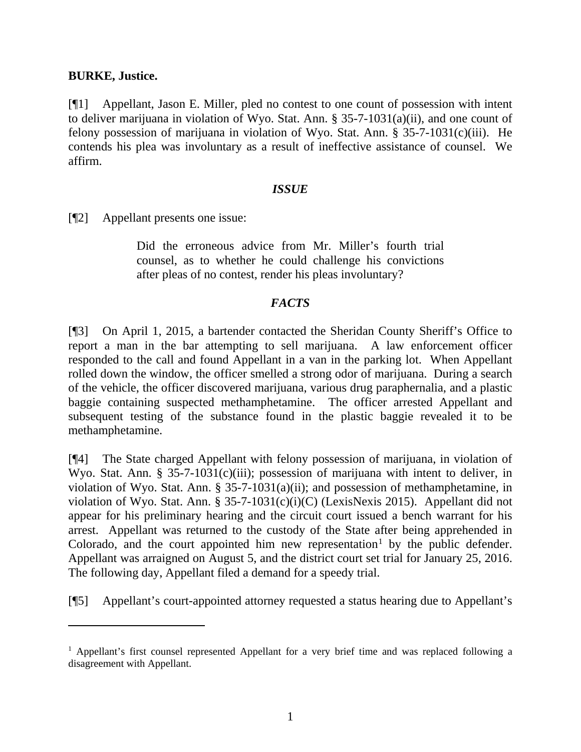**BURKE, Justice.**

[¶1] Appellant, Jason E. Miller, pled no contest to one count of possession with intent to deliver marijuana in violation of Wyo. Stat. Ann. § 35-7-1031(a)(ii), and one count of felony possession of marijuana in violation of Wyo. Stat. Ann. § 35-7-1031(c)(iii). He contends his plea was involuntary as a result of ineffective assistance of counsel. We affirm.

### *ISSUE*

[¶2] Appellant presents one issue:

> Did the erroneous advice from Mr. Miller's fourth trial counsel, as to whether he could challenge his convictions after pleas of no contest, render his pleas involuntary?

### *FACTS*

[¶3] On April 1, 2015, a bartender contacted the Sheridan County Sheriff's Office to report a man in the bar attempting to sell marijuana. A law enforcement officer responded to the call and found Appellant in a van in the parking lot. When Appellant rolled down the window, the officer smelled a strong odor of marijuana. During a search of the vehicle, the officer discovered marijuana, various drug paraphernalia, and a plastic baggie containing suspected methamphetamine. The officer arrested Appellant and subsequent testing of the substance found in the plastic baggie revealed it to be methamphetamine.

[¶4] The State charged Appellant with felony possession of marijuana, in violation of Wyo. Stat. Ann. § 35-7-1031(c)(iii); possession of marijuana with intent to deliver, in violation of Wyo. Stat. Ann. § 35-7-1031(a)(ii); and possession of methamphetamine, in violation of Wyo. Stat. Ann. § 35-7-1031(c)(i)(C) (LexisNexis 2015). Appellant did not appear for his preliminary hearing and the circuit court issued a bench warrant for his arrest. Appellant was returned to the custody of the State after being apprehended in Colorado, and the court appointed him new representation[1] by the public defender. Appellant was arraigned on August 5, and the district court set trial for January 25, 2016. The following day, Appellant filed a demand for a speedy trial.

[¶5] Appellant's court-appointed attorney requested a status hearing due to Appellant's

---

[1] Appellant's first counsel represented Appellant for a very brief time and was replaced following a disagreement with Appellant.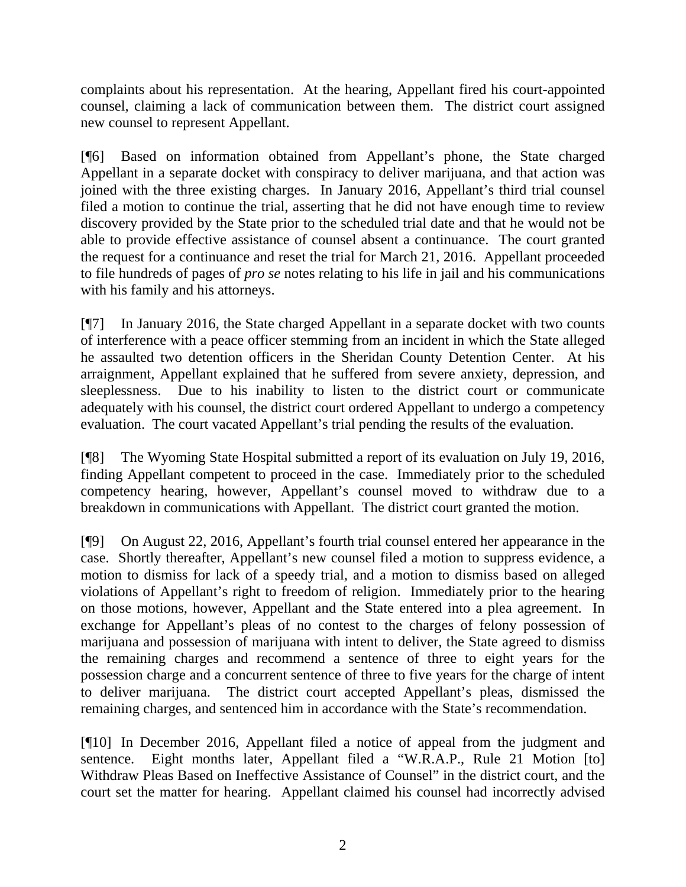complaints about his representation. At the hearing, Appellant fired his court-appointed counsel, claiming a lack of communication between them. The district court assigned new counsel to represent Appellant.

[¶6] Based on information obtained from Appellant's phone, the State charged Appellant in a separate docket with conspiracy to deliver marijuana, and that action was joined with the three existing charges. In January 2016, Appellant's third trial counsel filed a motion to continue the trial, asserting that he did not have enough time to review discovery provided by the State prior to the scheduled trial date and that he would not be able to provide effective assistance of counsel absent a continuance. The court granted the request for a continuance and reset the trial for March 21, 2016. Appellant proceeded to file hundreds of pages of *pro se* notes relating to his life in jail and his communications with his family and his attorneys.

[¶7] In January 2016, the State charged Appellant in a separate docket with two counts of interference with a peace officer stemming from an incident in which the State alleged he assaulted two detention officers in the Sheridan County Detention Center. At his arraignment, Appellant explained that he suffered from severe anxiety, depression, and sleeplessness. Due to his inability to listen to the district court or communicate adequately with his counsel, the district court ordered Appellant to undergo a competency evaluation. The court vacated Appellant's trial pending the results of the evaluation.

[¶8] The Wyoming State Hospital submitted a report of its evaluation on July 19, 2016, finding Appellant competent to proceed in the case. Immediately prior to the scheduled competency hearing, however, Appellant's counsel moved to withdraw due to a breakdown in communications with Appellant. The district court granted the motion.

[¶9] On August 22, 2016, Appellant's fourth trial counsel entered her appearance in the case. Shortly thereafter, Appellant's new counsel filed a motion to suppress evidence, a motion to dismiss for lack of a speedy trial, and a motion to dismiss based on alleged violations of Appellant's right to freedom of religion. Immediately prior to the hearing on those motions, however, Appellant and the State entered into a plea agreement. In exchange for Appellant's pleas of no contest to the charges of felony possession of marijuana and possession of marijuana with intent to deliver, the State agreed to dismiss the remaining charges and recommend a sentence of three to eight years for the possession charge and a concurrent sentence of three to five years for the charge of intent to deliver marijuana. The district court accepted Appellant's pleas, dismissed the remaining charges, and sentenced him in accordance with the State's recommendation.

[¶10] In December 2016, Appellant filed a notice of appeal from the judgment and sentence. Eight months later, Appellant filed a "W.R.A.P., Rule 21 Motion [to] Withdraw Pleas Based on Ineffective Assistance of Counsel" in the district court, and the court set the matter for hearing. Appellant claimed his counsel had incorrectly advised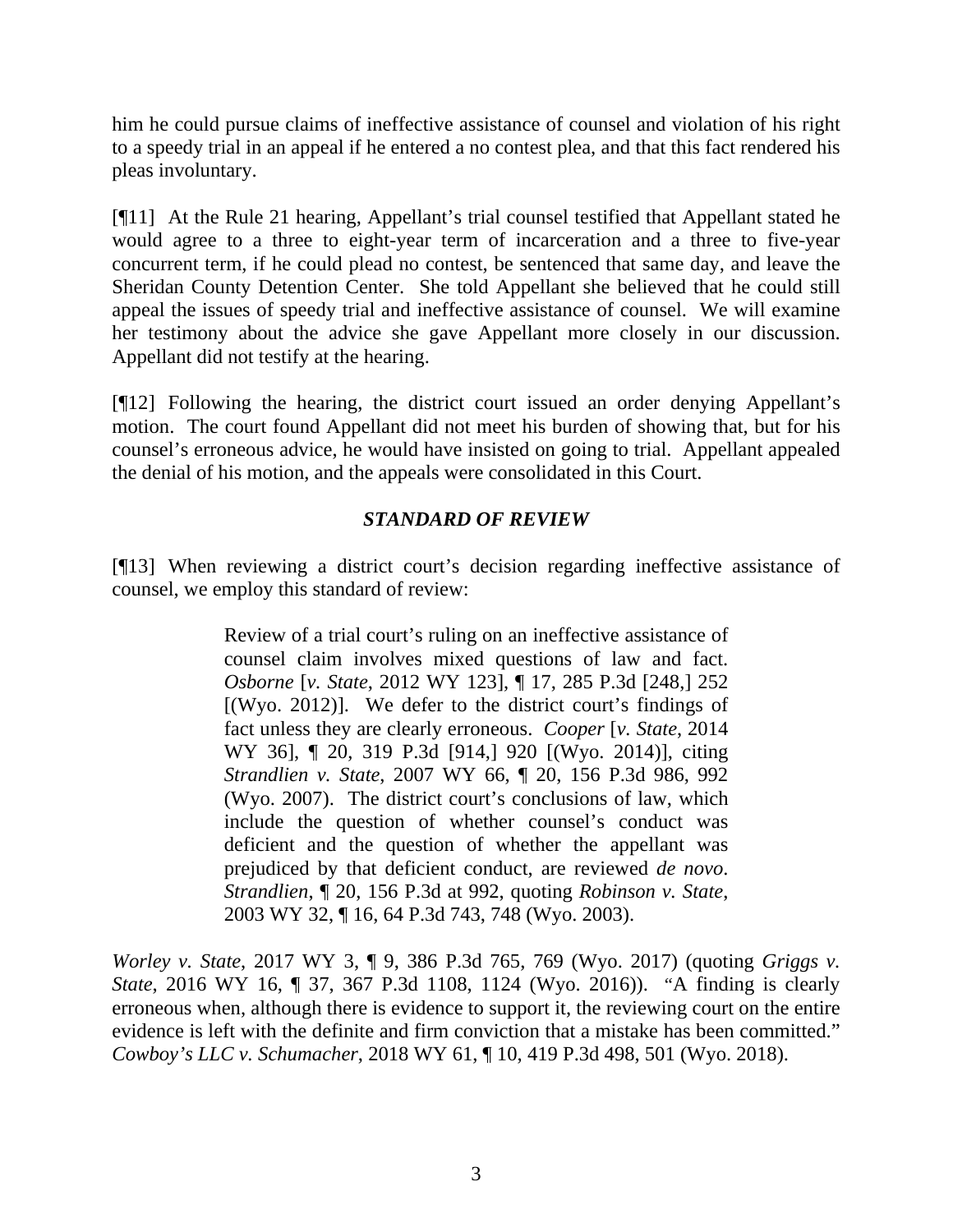him he could pursue claims of ineffective assistance of counsel and violation of his right to a speedy trial in an appeal if he entered a no contest plea, and that this fact rendered his pleas involuntary.

[¶11] At the Rule 21 hearing, Appellant's trial counsel testified that Appellant stated he would agree to a three to eight-year term of incarceration and a three to five-year concurrent term, if he could plead no contest, be sentenced that same day, and leave the Sheridan County Detention Center. She told Appellant she believed that he could still appeal the issues of speedy trial and ineffective assistance of counsel. We will examine her testimony about the advice she gave Appellant more closely in our discussion. Appellant did not testify at the hearing.

[¶12] Following the hearing, the district court issued an order denying Appellant's motion. The court found Appellant did not meet his burden of showing that, but for his counsel's erroneous advice, he would have insisted on going to trial. Appellant appealed the denial of his motion, and the appeals were consolidated in this Court.

### *STANDARD OF REVIEW*

[¶13] When reviewing a district court's decision regarding ineffective assistance of counsel, we employ this standard of review:

> Review of a trial court's ruling on an ineffective assistance of counsel claim involves mixed questions of law and fact. *Osborne* [*v. State*, 2012 WY 123], ¶ 17, 285 P.3d [248,] 252 [(Wyo. 2012)]. We defer to the district court's findings of fact unless they are clearly erroneous. *Cooper* [*v. State*, 2014 WY 36], ¶ 20, 319 P.3d [914,] 920 [(Wyo. 2014)], citing *Strandlien v. State*, 2007 WY 66, ¶ 20, 156 P.3d 986, 992 (Wyo. 2007). The district court's conclusions of law, which include the question of whether counsel's conduct was deficient and the question of whether the appellant was prejudiced by that deficient conduct, are reviewed *de novo*. *Strandlien*, ¶ 20, 156 P.3d at 992, quoting *Robinson v. State*, 2003 WY 32, ¶ 16, 64 P.3d 743, 748 (Wyo. 2003).

*Worley v. State*, 2017 WY 3, ¶ 9, 386 P.3d 765, 769 (Wyo. 2017) (quoting *Griggs v. State*, 2016 WY 16, ¶ 37, 367 P.3d 1108, 1124 (Wyo. 2016)). "A finding is clearly erroneous when, although there is evidence to support it, the reviewing court on the entire evidence is left with the definite and firm conviction that a mistake has been committed." *Cowboy's LLC v. Schumacher*, 2018 WY 61, ¶ 10, 419 P.3d 498, 501 (Wyo. 2018).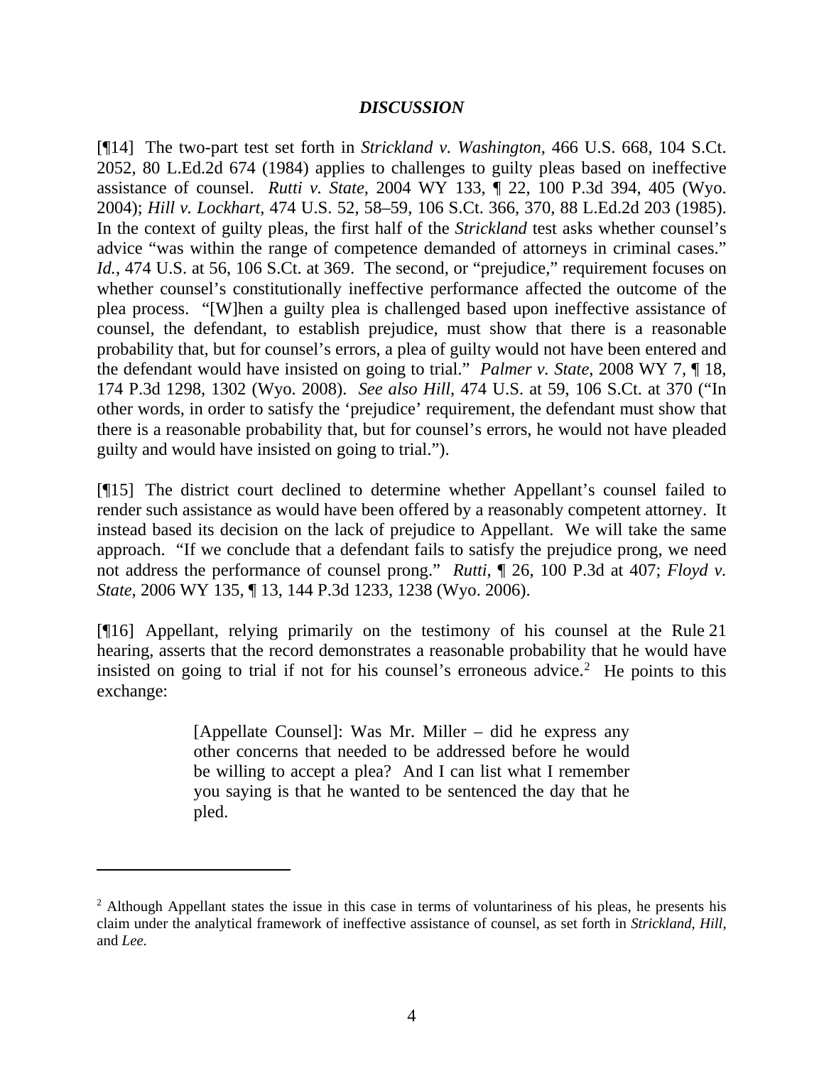### *DISCUSSION*

[¶14] The two-part test set forth in *Strickland v. Washington*, 466 U.S. 668, 104 S.Ct. 2052, 80 L.Ed.2d 674 (1984) applies to challenges to guilty pleas based on ineffective assistance of counsel. *Rutti v. State*, 2004 WY 133, ¶ 22, 100 P.3d 394, 405 (Wyo. 2004); *Hill v. Lockhart*, 474 U.S. 52, 58–59, 106 S.Ct. 366, 370, 88 L.Ed.2d 203 (1985). In the context of guilty pleas, the first half of the *Strickland* test asks whether counsel's advice "was within the range of competence demanded of attorneys in criminal cases." *Id.*, 474 U.S. at 56, 106 S.Ct. at 369. The second, or "prejudice," requirement focuses on whether counsel's constitutionally ineffective performance affected the outcome of the plea process. "[W]hen a guilty plea is challenged based upon ineffective assistance of counsel, the defendant, to establish prejudice, must show that there is a reasonable probability that, but for counsel's errors, a plea of guilty would not have been entered and the defendant would have insisted on going to trial." *Palmer v. State*, 2008 WY 7, ¶ 18, 174 P.3d 1298, 1302 (Wyo. 2008). *See also Hill*, 474 U.S. at 59, 106 S.Ct. at 370 ("In other words, in order to satisfy the 'prejudice' requirement, the defendant must show that there is a reasonable probability that, but for counsel's errors, he would not have pleaded guilty and would have insisted on going to trial.").

[¶15] The district court declined to determine whether Appellant's counsel failed to render such assistance as would have been offered by a reasonably competent attorney. It instead based its decision on the lack of prejudice to Appellant. We will take the same approach. "If we conclude that a defendant fails to satisfy the prejudice prong, we need not address the performance of counsel prong." *Rutti*, ¶ 26, 100 P.3d at 407; *Floyd v. State*, 2006 WY 135, ¶ 13, 144 P.3d 1233, 1238 (Wyo. 2006).

[¶16] Appellant, relying primarily on the testimony of his counsel at the Rule 21 hearing, asserts that the record demonstrates a reasonable probability that he would have insisted on going to trial if not for his counsel's erroneous advice.[2] He points to this exchange:

> [Appellate Counsel]: Was Mr. Miller – did he express any other concerns that needed to be addressed before he would be willing to accept a plea? And I can list what I remember you saying is that he wanted to be sentenced the day that he pled.

---

[2] Although Appellant states the issue in this case in terms of voluntariness of his pleas, he presents his claim under the analytical framework of ineffective assistance of counsel, as set forth in *Strickland*, *Hill*, and *Lee*.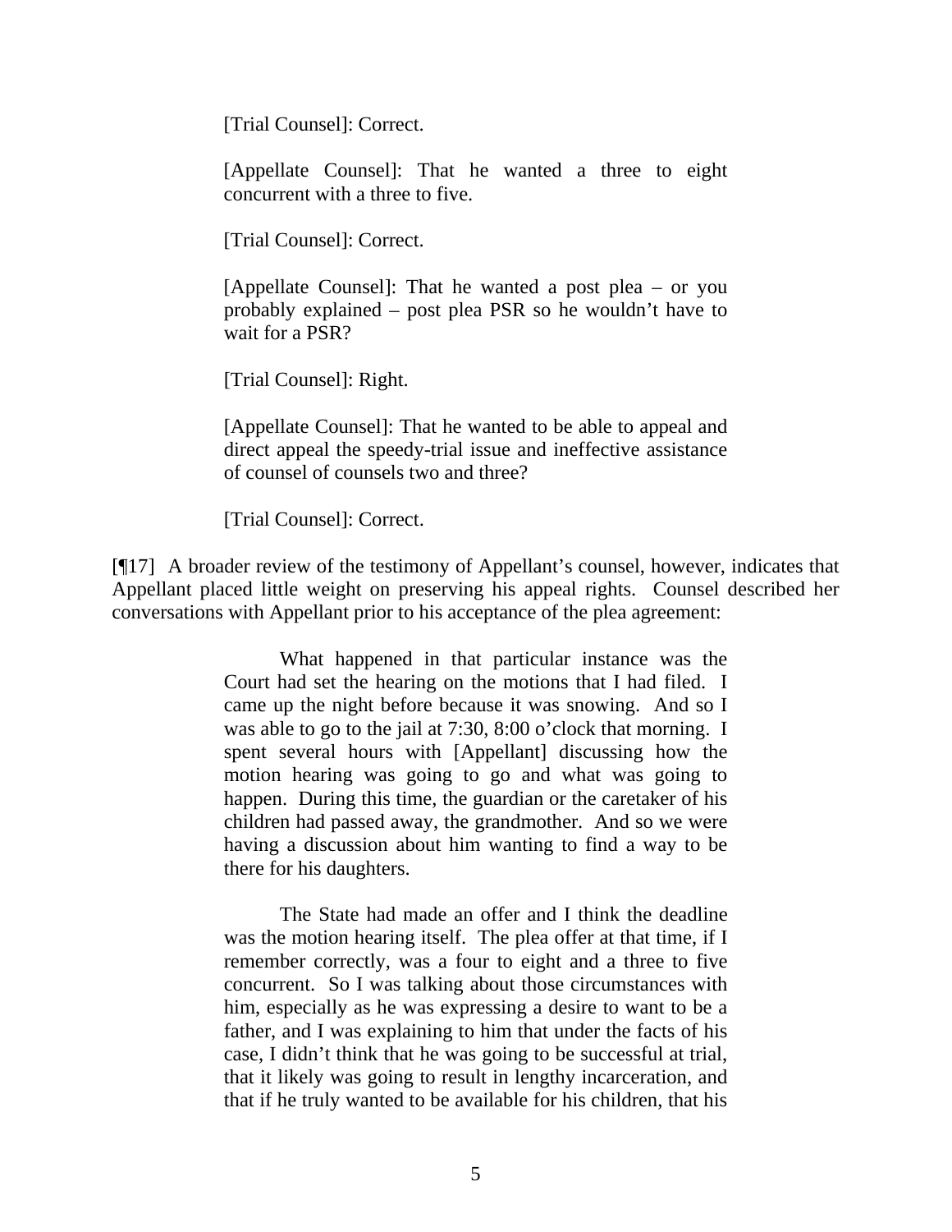> [Trial Counsel]: Correct.
>
> [Appellate Counsel]: That he wanted a three to eight concurrent with a three to five.
>
> [Trial Counsel]: Correct.
>
> [Appellate Counsel]: That he wanted a post plea – or you probably explained – post plea PSR so he wouldn't have to wait for a PSR?
>
> [Trial Counsel]: Right.
>
> [Appellate Counsel]: That he wanted to be able to appeal and direct appeal the speedy-trial issue and ineffective assistance of counsel of counsels two and three?
>
> [Trial Counsel]: Correct.

[¶17] A broader review of the testimony of Appellant's counsel, however, indicates that Appellant placed little weight on preserving his appeal rights. Counsel described her conversations with Appellant prior to his acceptance of the plea agreement:

> What happened in that particular instance was the Court had set the hearing on the motions that I had filed. I came up the night before because it was snowing. And so I was able to go to the jail at 7:30, 8:00 o'clock that morning. I spent several hours with [Appellant] discussing how the motion hearing was going to go and what was going to happen. During this time, the guardian or the caretaker of his children had passed away, the grandmother. And so we were having a discussion about him wanting to find a way to be there for his daughters.
>
> The State had made an offer and I think the deadline was the motion hearing itself. The plea offer at that time, if I remember correctly, was a four to eight and a three to five concurrent. So I was talking about those circumstances with him, especially as he was expressing a desire to want to be a father, and I was explaining to him that under the facts of his case, I didn't think that he was going to be successful at trial, that it likely was going to result in lengthy incarceration, and that if he truly wanted to be available for his children, that his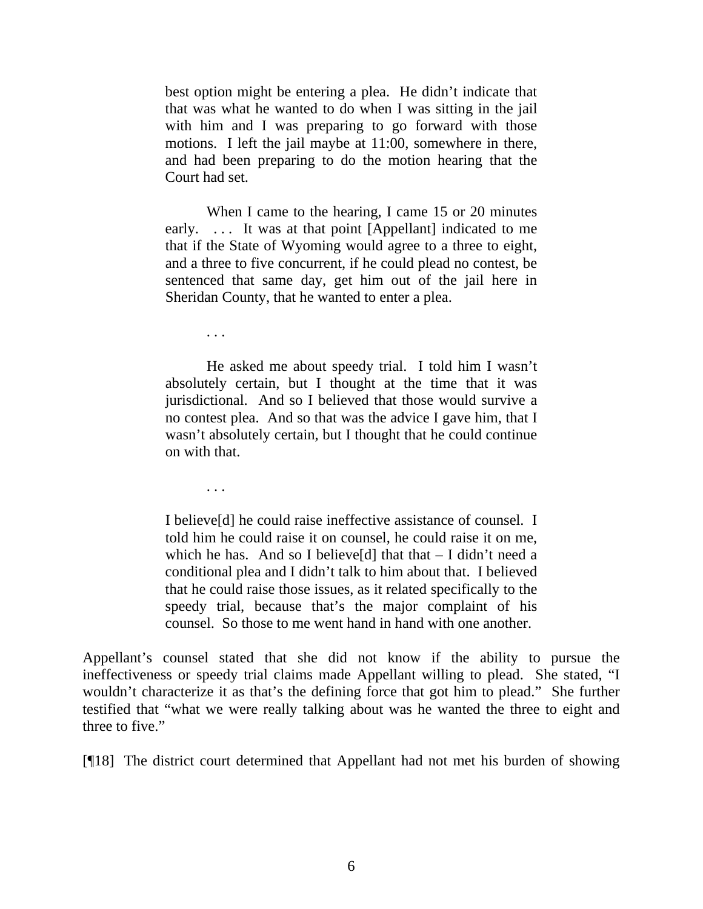> best option might be entering a plea. He didn't indicate that that was what he wanted to do when I was sitting in the jail with him and I was preparing to go forward with those motions. I left the jail maybe at 11:00, somewhere in there, and had been preparing to do the motion hearing that the Court had set.
>
> When I came to the hearing, I came 15 or 20 minutes early. . . . It was at that point [Appellant] indicated to me that if the State of Wyoming would agree to a three to eight, and a three to five concurrent, if he could plead no contest, be sentenced that same day, get him out of the jail here in Sheridan County, that he wanted to enter a plea.
>
> . . .
>
> He asked me about speedy trial. I told him I wasn't absolutely certain, but I thought at the time that it was jurisdictional. And so I believed that those would survive a no contest plea. And so that was the advice I gave him, that I wasn't absolutely certain, but I thought that he could continue on with that.
>
> . . .
>
> I believe[d] he could raise ineffective assistance of counsel. I told him he could raise it on counsel, he could raise it on me, which he has. And so I believe[d] that that – I didn't need a conditional plea and I didn't talk to him about that. I believed that he could raise those issues, as it related specifically to the speedy trial, because that's the major complaint of his counsel. So those to me went hand in hand with one another.

Appellant's counsel stated that she did not know if the ability to pursue the ineffectiveness or speedy trial claims made Appellant willing to plead. She stated, "I wouldn't characterize it as that's the defining force that got him to plead." She further testified that "what we were really talking about was he wanted the three to eight and three to five."

[¶18] The district court determined that Appellant had not met his burden of showing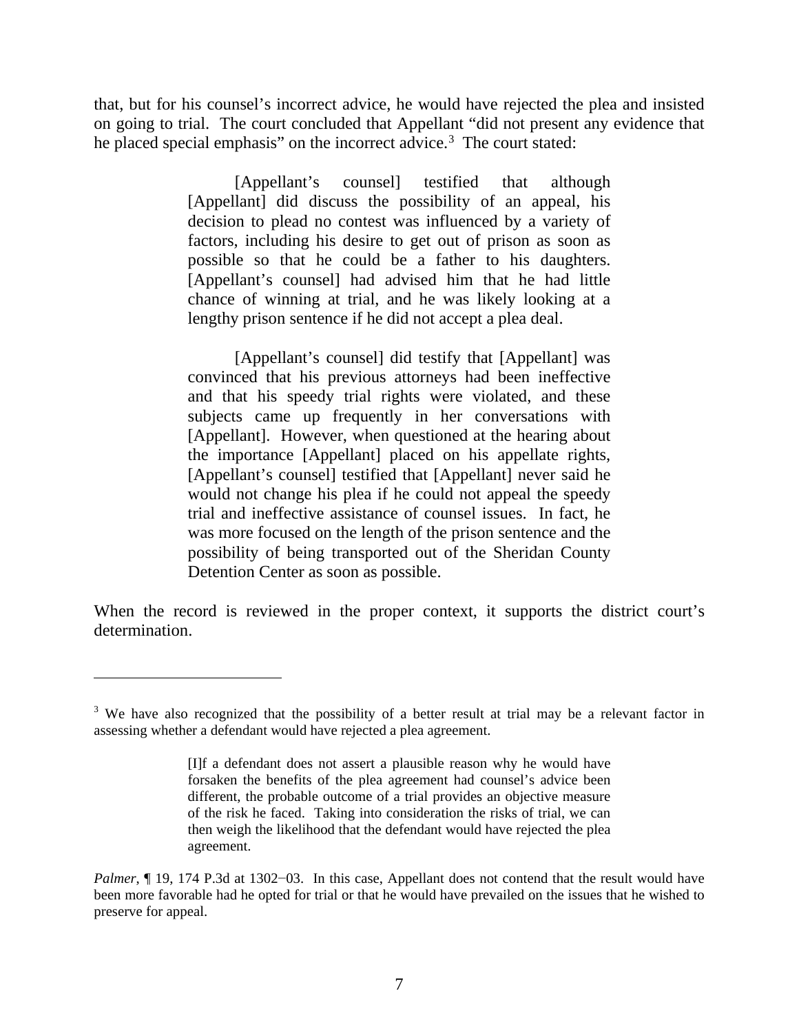that, but for his counsel's incorrect advice, he would have rejected the plea and insisted on going to trial. The court concluded that Appellant "did not present any evidence that he placed special emphasis" on the incorrect advice.[3] The court stated:

> [Appellant's counsel] testified that although [Appellant] did discuss the possibility of an appeal, his decision to plead no contest was influenced by a variety of factors, including his desire to get out of prison as soon as possible so that he could be a father to his daughters. [Appellant's counsel] had advised him that he had little chance of winning at trial, and he was likely looking at a lengthy prison sentence if he did not accept a plea deal.
>
> [Appellant's counsel] did testify that [Appellant] was convinced that his previous attorneys had been ineffective and that his speedy trial rights were violated, and these subjects came up frequently in her conversations with [Appellant]. However, when questioned at the hearing about the importance [Appellant] placed on his appellate rights, [Appellant's counsel] testified that [Appellant] never said he would not change his plea if he could not appeal the speedy trial and ineffective assistance of counsel issues. In fact, he was more focused on the length of the prison sentence and the possibility of being transported out of the Sheridan County Detention Center as soon as possible.

When the record is reviewed in the proper context, it supports the district court's determination.

---

[3] We have also recognized that the possibility of a better result at trial may be a relevant factor in assessing whether a defendant would have rejected a plea agreement.

> [I]f a defendant does not assert a plausible reason why he would have forsaken the benefits of the plea agreement had counsel's advice been different, the probable outcome of a trial provides an objective measure of the risk he faced. Taking into consideration the risks of trial, we can then weigh the likelihood that the defendant would have rejected the plea agreement.

*Palmer*, ¶ 19, 174 P.3d at 1302−03. In this case, Appellant does not contend that the result would have been more favorable had he opted for trial or that he would have prevailed on the issues that he wished to preserve for appeal.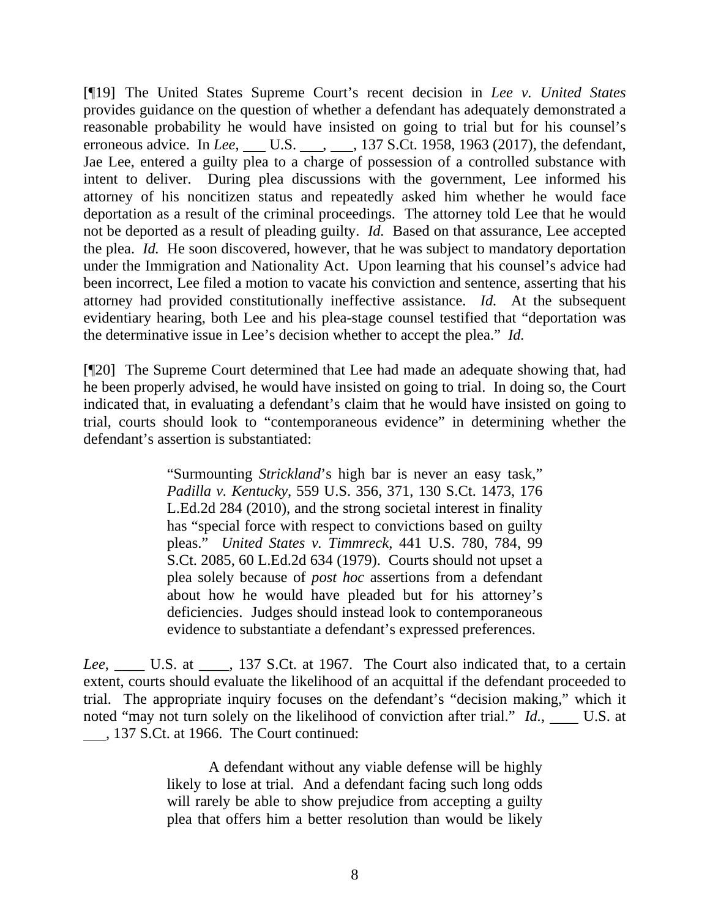[¶19] The United States Supreme Court's recent decision in *Lee v. United States* provides guidance on the question of whether a defendant has adequately demonstrated a reasonable probability he would have insisted on going to trial but for his counsel's erroneous advice. In *Lee*, ___ U.S. ___, ___, 137 S.Ct. 1958, 1963 (2017), the defendant, Jae Lee, entered a guilty plea to a charge of possession of a controlled substance with intent to deliver. During plea discussions with the government, Lee informed his attorney of his noncitizen status and repeatedly asked him whether he would face deportation as a result of the criminal proceedings. The attorney told Lee that he would not be deported as a result of pleading guilty. *Id.* Based on that assurance, Lee accepted the plea. *Id.* He soon discovered, however, that he was subject to mandatory deportation under the Immigration and Nationality Act. Upon learning that his counsel's advice had been incorrect, Lee filed a motion to vacate his conviction and sentence, asserting that his attorney had provided constitutionally ineffective assistance. *Id.* At the subsequent evidentiary hearing, both Lee and his plea-stage counsel testified that "deportation was the determinative issue in Lee's decision whether to accept the plea." *Id.*

[¶20] The Supreme Court determined that Lee had made an adequate showing that, had he been properly advised, he would have insisted on going to trial. In doing so, the Court indicated that, in evaluating a defendant's claim that he would have insisted on going to trial, courts should look to "contemporaneous evidence" in determining whether the defendant's assertion is substantiated:

> "Surmounting *Strickland*'s high bar is never an easy task," *Padilla v. Kentucky*, 559 U.S. 356, 371, 130 S.Ct. 1473, 176 L.Ed.2d 284 (2010), and the strong societal interest in finality has "special force with respect to convictions based on guilty pleas." *United States v. Timmreck*, 441 U.S. 780, 784, 99 S.Ct. 2085, 60 L.Ed.2d 634 (1979). Courts should not upset a plea solely because of *post hoc* assertions from a defendant about how he would have pleaded but for his attorney's deficiencies. Judges should instead look to contemporaneous evidence to substantiate a defendant's expressed preferences.

*Lee*, ____ U.S. at ____, 137 S.Ct. at 1967. The Court also indicated that, to a certain extent, courts should evaluate the likelihood of an acquittal if the defendant proceeded to trial. The appropriate inquiry focuses on the defendant's "decision making," which it noted "may not turn solely on the likelihood of conviction after trial." *Id.*, ____ U.S. at ___, 137 S.Ct. at 1966. The Court continued:

> A defendant without any viable defense will be highly likely to lose at trial. And a defendant facing such long odds will rarely be able to show prejudice from accepting a guilty plea that offers him a better resolution than would be likely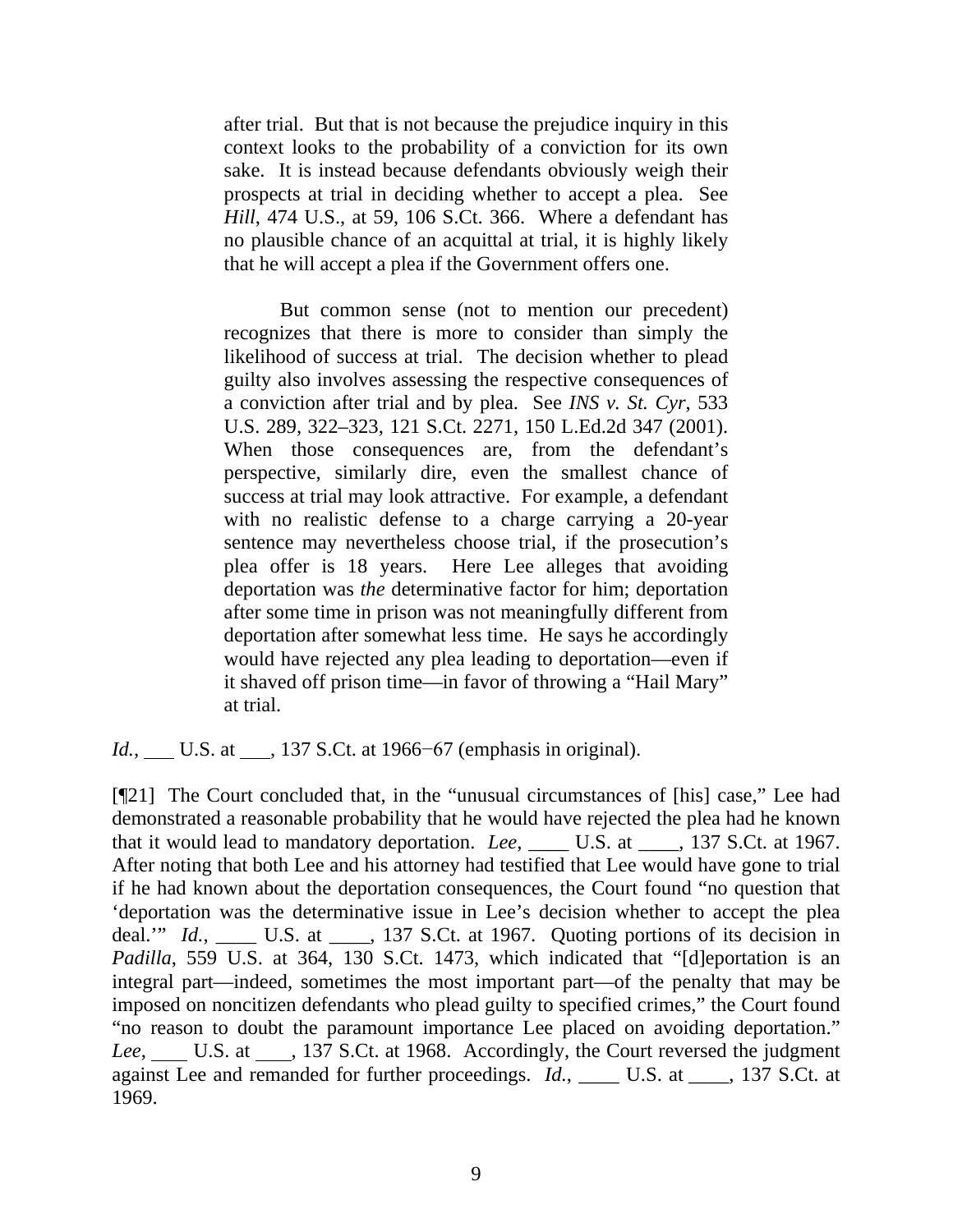> after trial. But that is not because the prejudice inquiry in this context looks to the probability of a conviction for its own sake. It is instead because defendants obviously weigh their prospects at trial in deciding whether to accept a plea. See *Hill*, 474 U.S., at 59, 106 S.Ct. 366. Where a defendant has no plausible chance of an acquittal at trial, it is highly likely that he will accept a plea if the Government offers one.
>
> But common sense (not to mention our precedent) recognizes that there is more to consider than simply the likelihood of success at trial. The decision whether to plead guilty also involves assessing the respective consequences of a conviction after trial and by plea. See *INS v. St. Cyr*, 533 U.S. 289, 322–323, 121 S.Ct. 2271, 150 L.Ed.2d 347 (2001). When those consequences are, from the defendant's perspective, similarly dire, even the smallest chance of success at trial may look attractive. For example, a defendant with no realistic defense to a charge carrying a 20-year sentence may nevertheless choose trial, if the prosecution's plea offer is 18 years. Here Lee alleges that avoiding deportation was *the* determinative factor for him; deportation after some time in prison was not meaningfully different from deportation after somewhat less time. He says he accordingly would have rejected any plea leading to deportation—even if it shaved off prison time—in favor of throwing a "Hail Mary" at trial.

*Id.*, ___ U.S. at ___, 137 S.Ct. at 1966−67 (emphasis in original).

[¶21] The Court concluded that, in the "unusual circumstances of [his] case," Lee had demonstrated a reasonable probability that he would have rejected the plea had he known that it would lead to mandatory deportation. *Lee*, ____ U.S. at ____, 137 S.Ct. at 1967. After noting that both Lee and his attorney had testified that Lee would have gone to trial if he had known about the deportation consequences, the Court found "no question that 'deportation was the determinative issue in Lee's decision whether to accept the plea deal.'" *Id.*, ____ U.S. at ____, 137 S.Ct. at 1967. Quoting portions of its decision in *Padilla*, 559 U.S. at 364, 130 S.Ct. 1473, which indicated that "[d]eportation is an integral part—indeed, sometimes the most important part—of the penalty that may be imposed on noncitizen defendants who plead guilty to specified crimes," the Court found "no reason to doubt the paramount importance Lee placed on avoiding deportation." *Lee*, ___ U.S. at ___, 137 S.Ct. at 1968. Accordingly, the Court reversed the judgment against Lee and remanded for further proceedings. *Id.*, ____ U.S. at ____, 137 S.Ct. at 1969.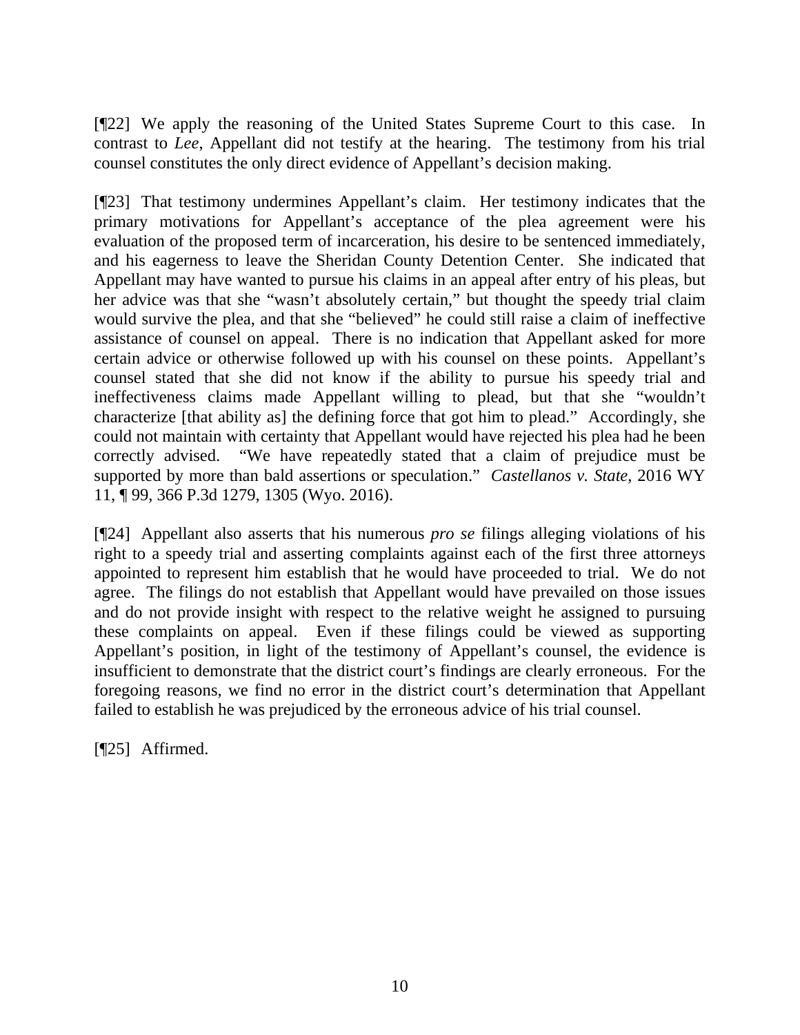[¶22] We apply the reasoning of the United States Supreme Court to this case. In contrast to *Lee*, Appellant did not testify at the hearing. The testimony from his trial counsel constitutes the only direct evidence of Appellant's decision making.

[¶23] That testimony undermines Appellant's claim. Her testimony indicates that the primary motivations for Appellant's acceptance of the plea agreement were his evaluation of the proposed term of incarceration, his desire to be sentenced immediately, and his eagerness to leave the Sheridan County Detention Center. She indicated that Appellant may have wanted to pursue his claims in an appeal after entry of his pleas, but her advice was that she "wasn't absolutely certain," but thought the speedy trial claim would survive the plea, and that she "believed" he could still raise a claim of ineffective assistance of counsel on appeal. There is no indication that Appellant asked for more certain advice or otherwise followed up with his counsel on these points. Appellant's counsel stated that she did not know if the ability to pursue his speedy trial and ineffectiveness claims made Appellant willing to plead, but that she "wouldn't characterize [that ability as] the defining force that got him to plead." Accordingly, she could not maintain with certainty that Appellant would have rejected his plea had he been correctly advised. "We have repeatedly stated that a claim of prejudice must be supported by more than bald assertions or speculation." *Castellanos v. State*, 2016 WY 11, ¶ 99, 366 P.3d 1279, 1305 (Wyo. 2016).

[¶24] Appellant also asserts that his numerous *pro se* filings alleging violations of his right to a speedy trial and asserting complaints against each of the first three attorneys appointed to represent him establish that he would have proceeded to trial. We do not agree. The filings do not establish that Appellant would have prevailed on those issues and do not provide insight with respect to the relative weight he assigned to pursuing these complaints on appeal. Even if these filings could be viewed as supporting Appellant's position, in light of the testimony of Appellant's counsel, the evidence is insufficient to demonstrate that the district court's findings are clearly erroneous. For the foregoing reasons, we find no error in the district court's determination that Appellant failed to establish he was prejudiced by the erroneous advice of his trial counsel.

[¶25] Affirmed.